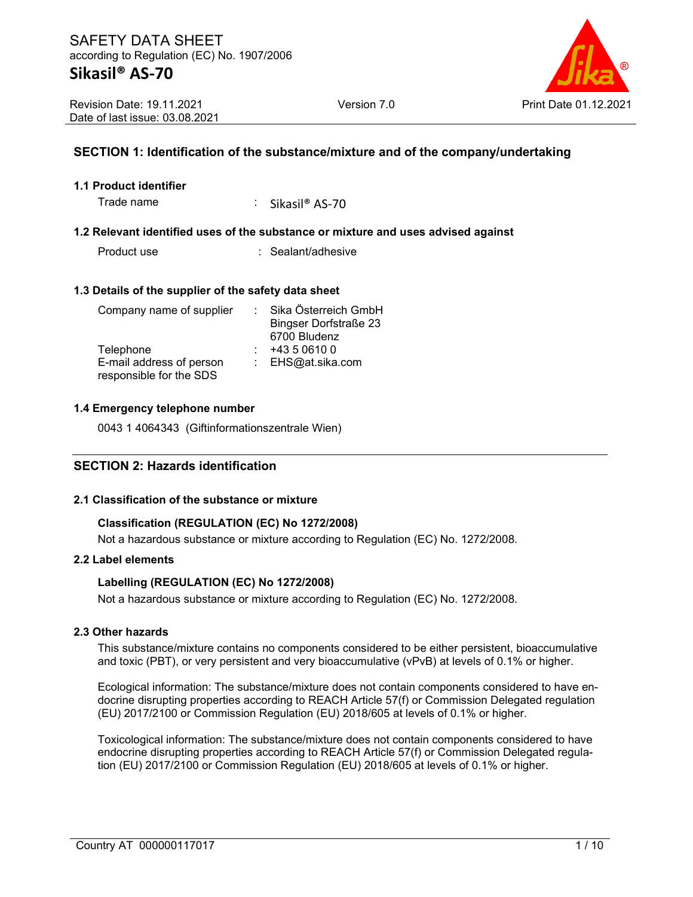# SAFETY DATA SHEET

according to Regulation (EC) No. 1907/2006

**Sikasil® AS-70**

Revision Date: 19.11.2021 | Version 7.0 | Print Date 01.12.2021
Date of last issue: 03.08.2021

## SECTION 1: Identification of the substance/mixture and of the company/undertaking

### 1.1 Product identifier

Trade name : Sikasil® AS-70

### 1.2 Relevant identified uses of the substance or mixture and uses advised against

Product use : Sealant/adhesive

### 1.3 Details of the supplier of the safety data sheet

| | | |
|---|---|---|
| Company name of supplier | : | Sika Österreich GmbH<br>Bingser Dorfstraße 23<br>6700 Bludenz |
| Telephone | : | +43 5 0610 0 |
| E-mail address of person responsible for the SDS | : | EHS@at.sika.com |

### 1.4 Emergency telephone number

0043 1 4064343 (Giftinformationszentrale Wien)

## SECTION 2: Hazards identification

### 2.1 Classification of the substance or mixture

**Classification (REGULATION (EC) No 1272/2008)**

Not a hazardous substance or mixture according to Regulation (EC) No. 1272/2008.

### 2.2 Label elements

**Labelling (REGULATION (EC) No 1272/2008)**

Not a hazardous substance or mixture according to Regulation (EC) No. 1272/2008.

### 2.3 Other hazards

This substance/mixture contains no components considered to be either persistent, bioaccumulative and toxic (PBT), or very persistent and very bioaccumulative (vPvB) at levels of 0.1% or higher.

Ecological information: The substance/mixture does not contain components considered to have endocrine disrupting properties according to REACH Article 57(f) or Commission Delegated regulation (EU) 2017/2100 or Commission Regulation (EU) 2018/605 at levels of 0.1% or higher.

Toxicological information: The substance/mixture does not contain components considered to have endocrine disrupting properties according to REACH Article 57(f) or Commission Delegated regulation (EU) 2017/2100 or Commission Regulation (EU) 2018/605 at levels of 0.1% or higher.

Country AT 000000117017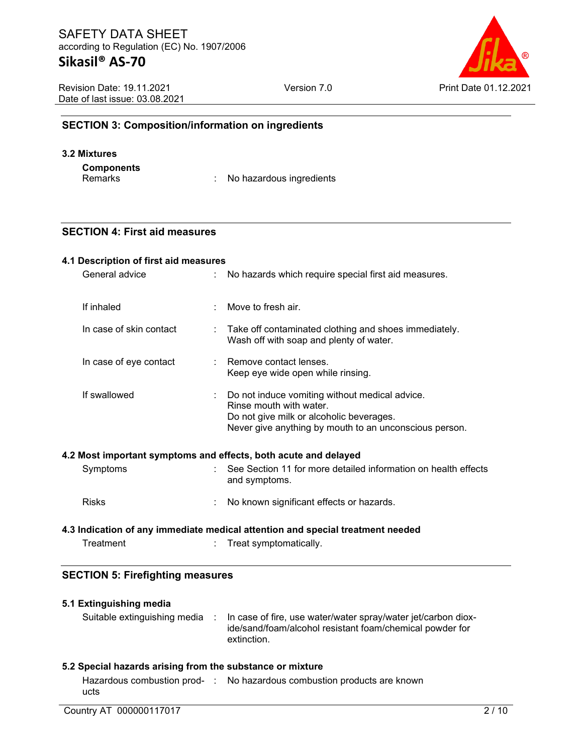## SECTION 3: Composition/information on ingredients

### 3.2 Mixtures

**Components**

| | |
|---|---|
| Remarks | : No hazardous ingredients |

## SECTION 4: First aid measures

### 4.1 Description of first aid measures

| | |
|---|---|
| General advice | : No hazards which require special first aid measures. |
| If inhaled | : Move to fresh air. |
| In case of skin contact | : Take off contaminated clothing and shoes immediately. Wash off with soap and plenty of water. |
| In case of eye contact | : Remove contact lenses. Keep eye wide open while rinsing. |
| If swallowed | : Do not induce vomiting without medical advice. Rinse mouth with water. Do not give milk or alcoholic beverages. Never give anything by mouth to an unconscious person. |

### 4.2 Most important symptoms and effects, both acute and delayed

| | |
|---|---|
| Symptoms | : See Section 11 for more detailed information on health effects and symptoms. |
| Risks | : No known significant effects or hazards. |

### 4.3 Indication of any immediate medical attention and special treatment needed

| | |
|---|---|
| Treatment | : Treat symptomatically. |

## SECTION 5: Firefighting measures

### 5.1 Extinguishing media

| | |
|---|---|
| Suitable extinguishing media | : In case of fire, use water/water spray/water jet/carbon dioxide/sand/foam/alcohol resistant foam/chemical powder for extinction. |

### 5.2 Special hazards arising from the substance or mixture

| | |
|---|---|
| Hazardous combustion products | : No hazardous combustion products are known |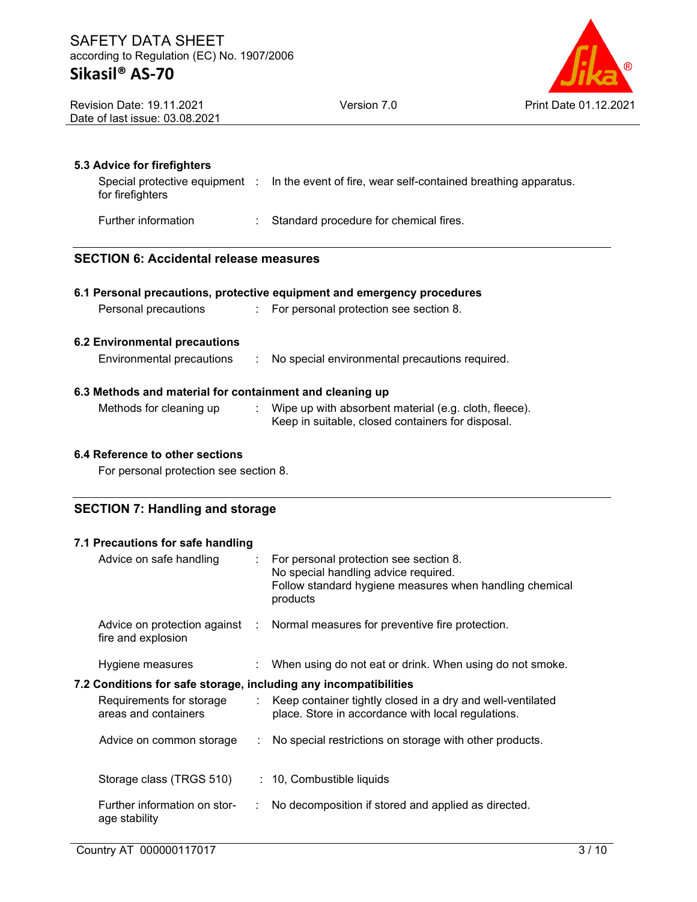### 5.3 Advice for firefighters

| | |
|---|---|
| Special protective equipment for firefighters | In the event of fire, wear self-contained breathing apparatus. |
| Further information | Standard procedure for chemical fires. |

## SECTION 6: Accidental release measures

### 6.1 Personal precautions, protective equipment and emergency procedures

| | |
|---|---|
| Personal precautions | For personal protection see section 8. |

### 6.2 Environmental precautions

| | |
|---|---|
| Environmental precautions | No special environmental precautions required. |

### 6.3 Methods and material for containment and cleaning up

| | |
|---|---|
| Methods for cleaning up | Wipe up with absorbent material (e.g. cloth, fleece).<br>Keep in suitable, closed containers for disposal. |

### 6.4 Reference to other sections

For personal protection see section 8.

## SECTION 7: Handling and storage

### 7.1 Precautions for safe handling

| | |
|---|---|
| Advice on safe handling | For personal protection see section 8.<br>No special handling advice required.<br>Follow standard hygiene measures when handling chemical products |
| Advice on protection against fire and explosion | Normal measures for preventive fire protection. |
| Hygiene measures | When using do not eat or drink. When using do not smoke. |

### 7.2 Conditions for safe storage, including any incompatibilities

| | |
|---|---|
| Requirements for storage areas and containers | Keep container tightly closed in a dry and well-ventilated place. Store in accordance with local regulations. |
| Advice on common storage | No special restrictions on storage with other products. |
| Storage class (TRGS 510) | 10, Combustible liquids |
| Further information on storage stability | No decomposition if stored and applied as directed. |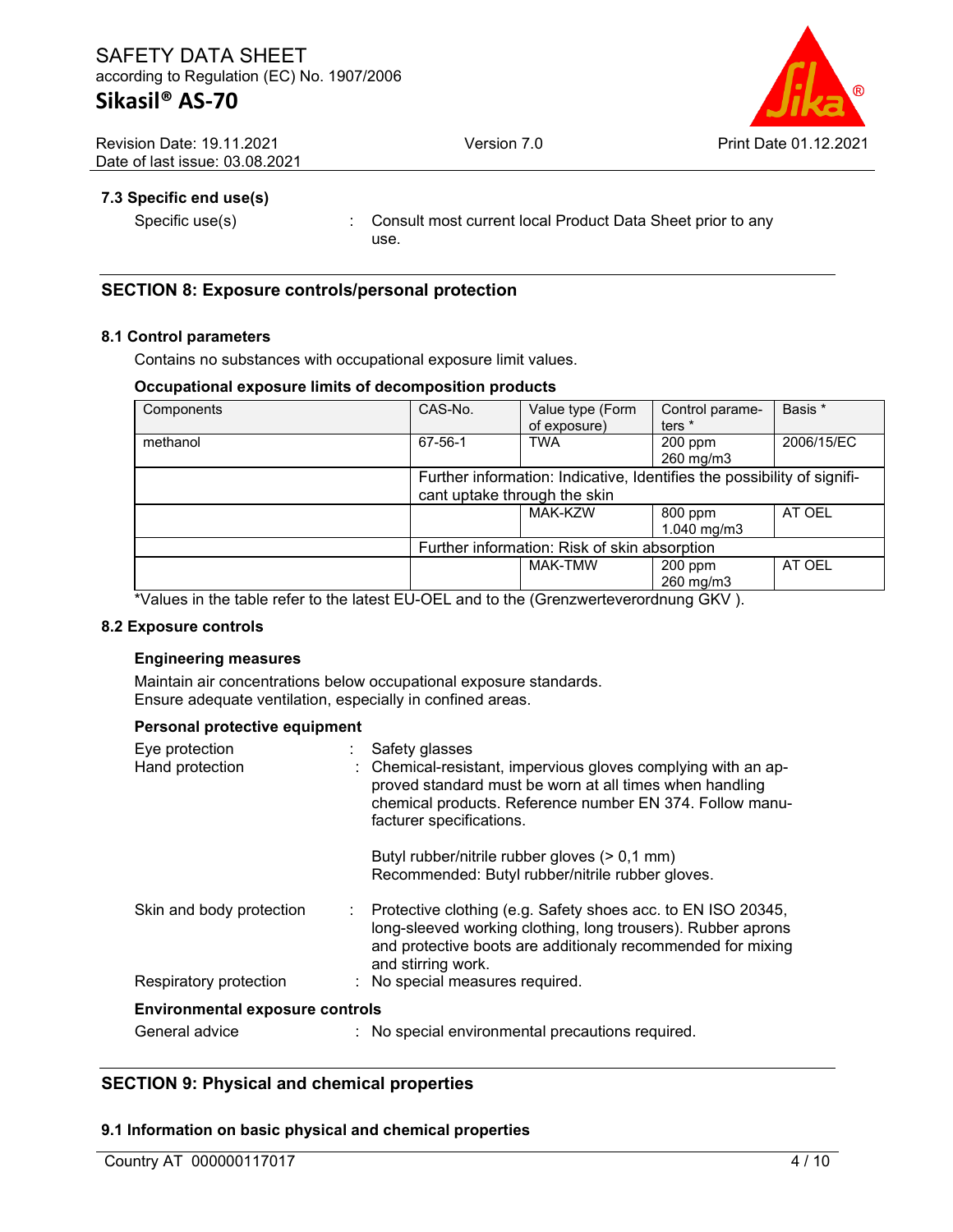### 7.3 Specific end use(s)

Specific use(s) : Consult most current local Product Data Sheet prior to any use.

## SECTION 8: Exposure controls/personal protection

### 8.1 Control parameters

Contains no substances with occupational exposure limit values.

**Occupational exposure limits of decomposition products**

| Components | CAS-No. | Value type (Form of exposure) | Control parameters * | Basis * |
|---|---|---|---|---|
| methanol | 67-56-1 | TWA | 200 ppm<br>260 mg/m3 | 2006/15/EC |
| | Further information: Indicative, Identifies the possibility of significant uptake through the skin | | | |
| | | MAK-KZW | 800 ppm<br>1.040 mg/m3 | AT OEL |
| | Further information: Risk of skin absorption | | | |
| | | MAK-TMW | 200 ppm<br>260 mg/m3 | AT OEL |

*Values in the table refer to the latest EU-OEL and to the (Grenzwerteverordnung GKV ).

### 8.2 Exposure controls

**Engineering measures**

Maintain air concentrations below occupational exposure standards.
Ensure adequate ventilation, especially in confined areas.

**Personal protective equipment**

Eye protection : Safety glasses

Hand protection : Chemical-resistant, impervious gloves complying with an approved standard must be worn at all times when handling chemical products. Reference number EN 374. Follow manufacturer specifications.

Butyl rubber/nitrile rubber gloves (> 0,1 mm)
Recommended: Butyl rubber/nitrile rubber gloves.

Skin and body protection : Protective clothing (e.g. Safety shoes acc. to EN ISO 20345, long-sleeved working clothing, long trousers). Rubber aprons and protective boots are additionaly recommended for mixing and stirring work.

Respiratory protection : No special measures required.

**Environmental exposure controls**

General advice : No special environmental precautions required.

## SECTION 9: Physical and chemical properties

### 9.1 Information on basic physical and chemical properties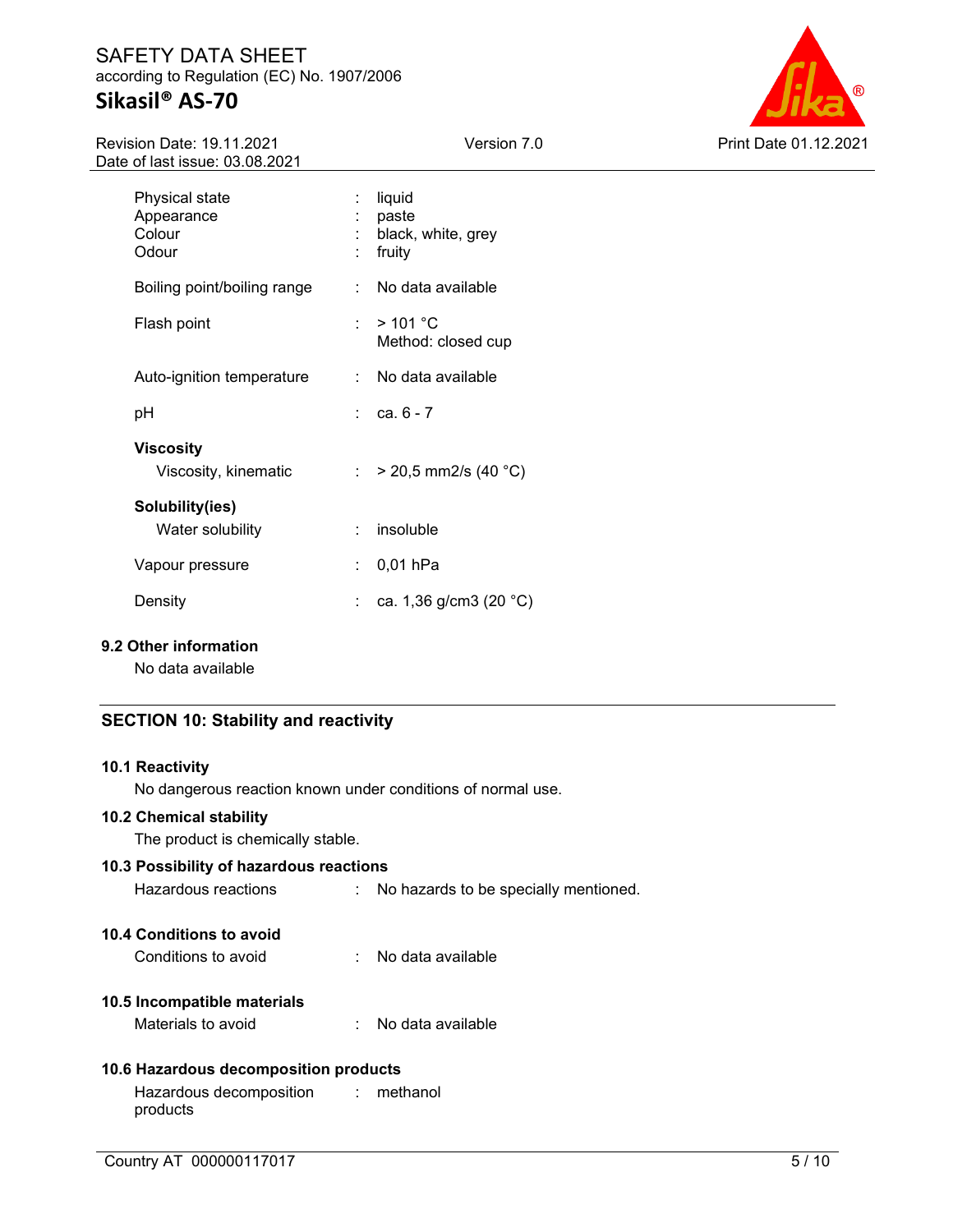| | | |
|---|---|---|
| Physical state | : | liquid |
| Appearance | : | paste |
| Colour | : | black, white, grey |
| Odour | : | fruity |
| Boiling point/boiling range | : | No data available |
| Flash point | : | > 101 °C<br>Method: closed cup |
| Auto-ignition temperature | : | No data available |
| pH | : | ca. 6 - 7 |
| **Viscosity** | | |
| Viscosity, kinematic | : | > 20,5 mm2/s (40 °C) |
| **Solubility(ies)** | | |
| Water solubility | : | insoluble |
| Vapour pressure | : | 0,01 hPa |
| Density | : | ca. 1,36 g/cm3 (20 °C) |

### 9.2 Other information

No data available

## SECTION 10: Stability and reactivity

### 10.1 Reactivity

No dangerous reaction known under conditions of normal use.

### 10.2 Chemical stability

The product is chemically stable.

### 10.3 Possibility of hazardous reactions

Hazardous reactions : No hazards to be specially mentioned.

### 10.4 Conditions to avoid

Conditions to avoid : No data available

### 10.5 Incompatible materials

Materials to avoid : No data available

### 10.6 Hazardous decomposition products

Hazardous decomposition products : methanol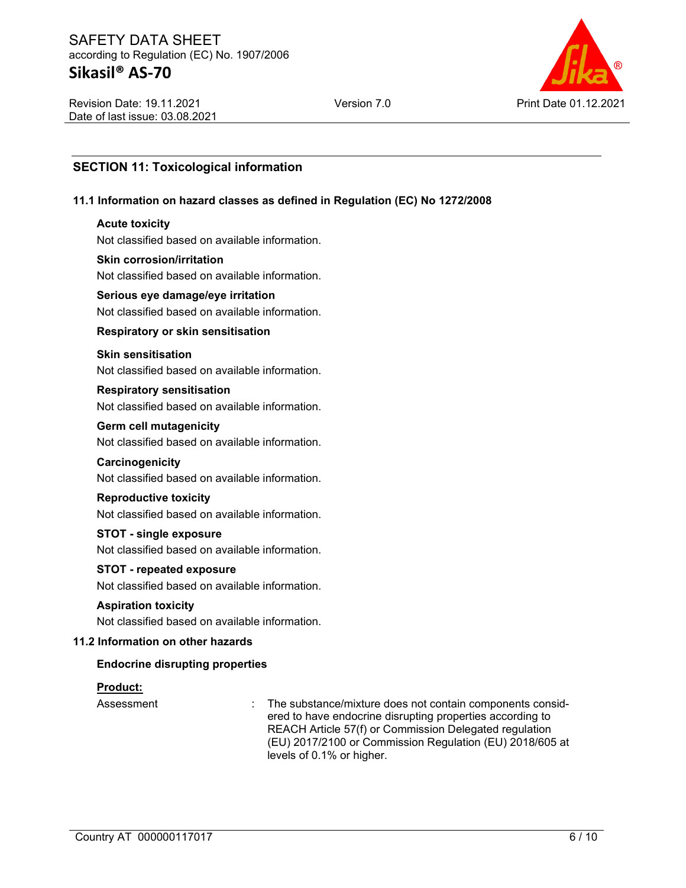## SECTION 11: Toxicological information

### 11.1 Information on hazard classes as defined in Regulation (EC) No 1272/2008

**Acute toxicity**

Not classified based on available information.

**Skin corrosion/irritation**

Not classified based on available information.

**Serious eye damage/eye irritation**

Not classified based on available information.

**Respiratory or skin sensitisation**

**Skin sensitisation**

Not classified based on available information.

**Respiratory sensitisation**

Not classified based on available information.

**Germ cell mutagenicity**

Not classified based on available information.

**Carcinogenicity**

Not classified based on available information.

**Reproductive toxicity**

Not classified based on available information.

**STOT - single exposure**

Not classified based on available information.

**STOT - repeated exposure**

Not classified based on available information.

**Aspiration toxicity**

Not classified based on available information.

### 11.2 Information on other hazards

**Endocrine disrupting properties**

**Product:**

Assessment : The substance/mixture does not contain components considered to have endocrine disrupting properties according to REACH Article 57(f) or Commission Delegated regulation (EU) 2017/2100 or Commission Regulation (EU) 2018/605 at levels of 0.1% or higher.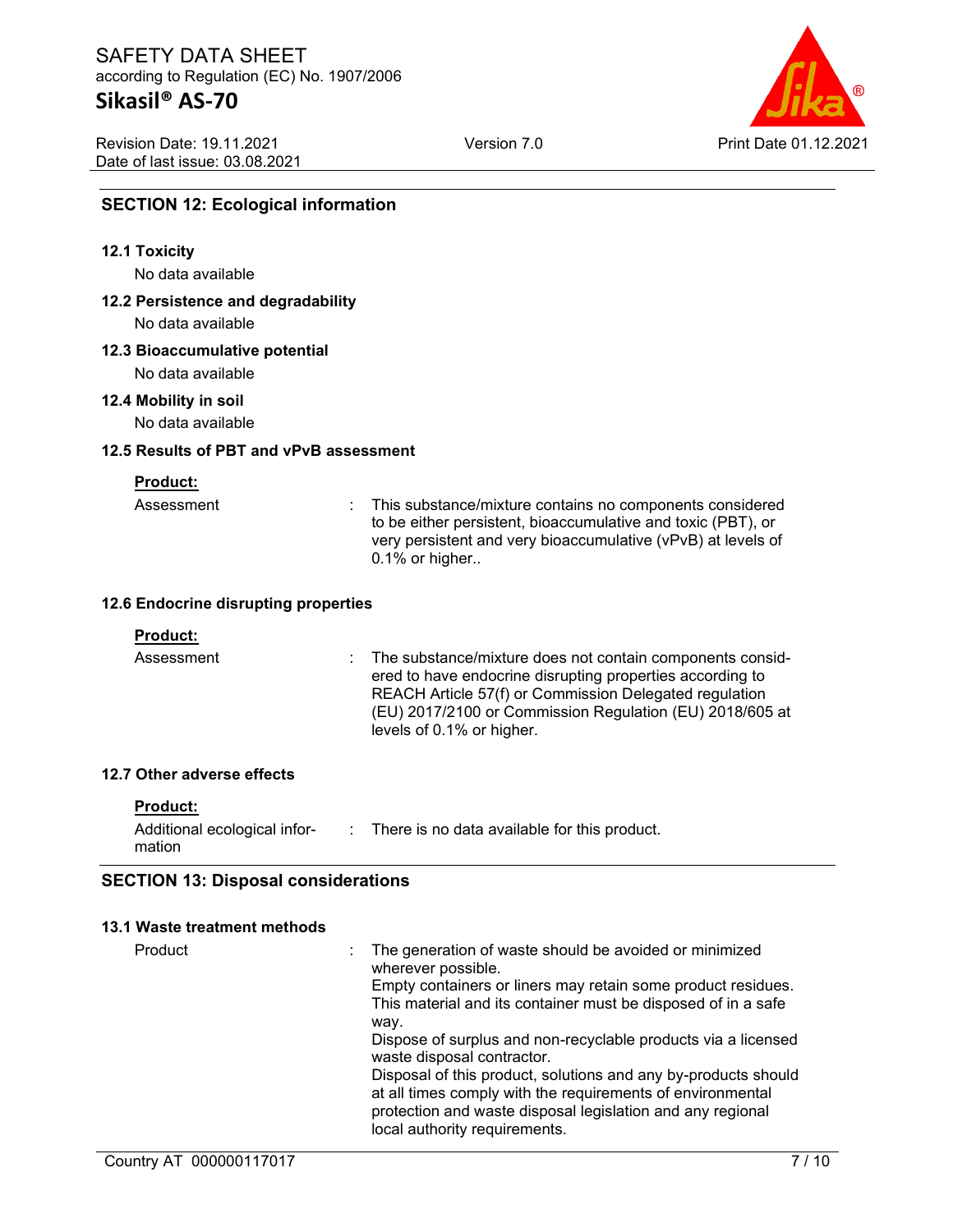## SECTION 12: Ecological information

### 12.1 Toxicity

No data available

### 12.2 Persistence and degradability

No data available

### 12.3 Bioaccumulative potential

No data available

### 12.4 Mobility in soil

No data available

### 12.5 Results of PBT and vPvB assessment

**Product:**

Assessment : This substance/mixture contains no components considered to be either persistent, bioaccumulative and toxic (PBT), or very persistent and very bioaccumulative (vPvB) at levels of 0.1% or higher..

### 12.6 Endocrine disrupting properties

**Product:**

Assessment : The substance/mixture does not contain components considered to have endocrine disrupting properties according to REACH Article 57(f) or Commission Delegated regulation (EU) 2017/2100 or Commission Regulation (EU) 2018/605 at levels of 0.1% or higher.

### 12.7 Other adverse effects

**Product:**

Additional ecological information : There is no data available for this product.

## SECTION 13: Disposal considerations

### 13.1 Waste treatment methods

Product : The generation of waste should be avoided or minimized wherever possible.
Empty containers or liners may retain some product residues.
This material and its container must be disposed of in a safe way.
Dispose of surplus and non-recyclable products via a licensed waste disposal contractor.
Disposal of this product, solutions and any by-products should at all times comply with the requirements of environmental protection and waste disposal legislation and any regional local authority requirements.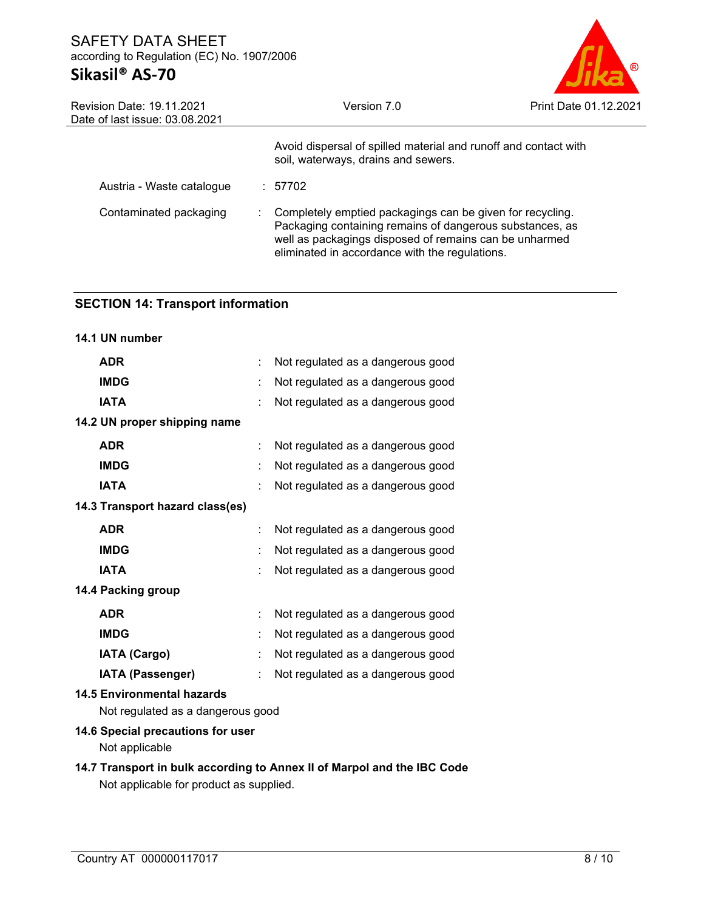Avoid dispersal of spilled material and runoff and contact with soil, waterways, drains and sewers.

Austria - Waste catalogue : 57702

Contaminated packaging : Completely emptied packagings can be given for recycling. Packaging containing remains of dangerous substances, as well as packagings disposed of remains can be unharmed eliminated in accordance with the regulations.

## SECTION 14: Transport information

### 14.1 UN number

| | | |
|---|---|---|
| **ADR** | : | Not regulated as a dangerous good |
| **IMDG** | : | Not regulated as a dangerous good |
| **IATA** | : | Not regulated as a dangerous good |

### 14.2 UN proper shipping name

| | | |
|---|---|---|
| **ADR** | : | Not regulated as a dangerous good |
| **IMDG** | : | Not regulated as a dangerous good |
| **IATA** | : | Not regulated as a dangerous good |

### 14.3 Transport hazard class(es)

| | | |
|---|---|---|
| **ADR** | : | Not regulated as a dangerous good |
| **IMDG** | : | Not regulated as a dangerous good |
| **IATA** | : | Not regulated as a dangerous good |

### 14.4 Packing group

| | | |
|---|---|---|
| **ADR** | : | Not regulated as a dangerous good |
| **IMDG** | : | Not regulated as a dangerous good |
| **IATA (Cargo)** | : | Not regulated as a dangerous good |
| **IATA (Passenger)** | : | Not regulated as a dangerous good |

### 14.5 Environmental hazards

Not regulated as a dangerous good

### 14.6 Special precautions for user

Not applicable

### 14.7 Transport in bulk according to Annex II of Marpol and the IBC Code

Not applicable for product as supplied.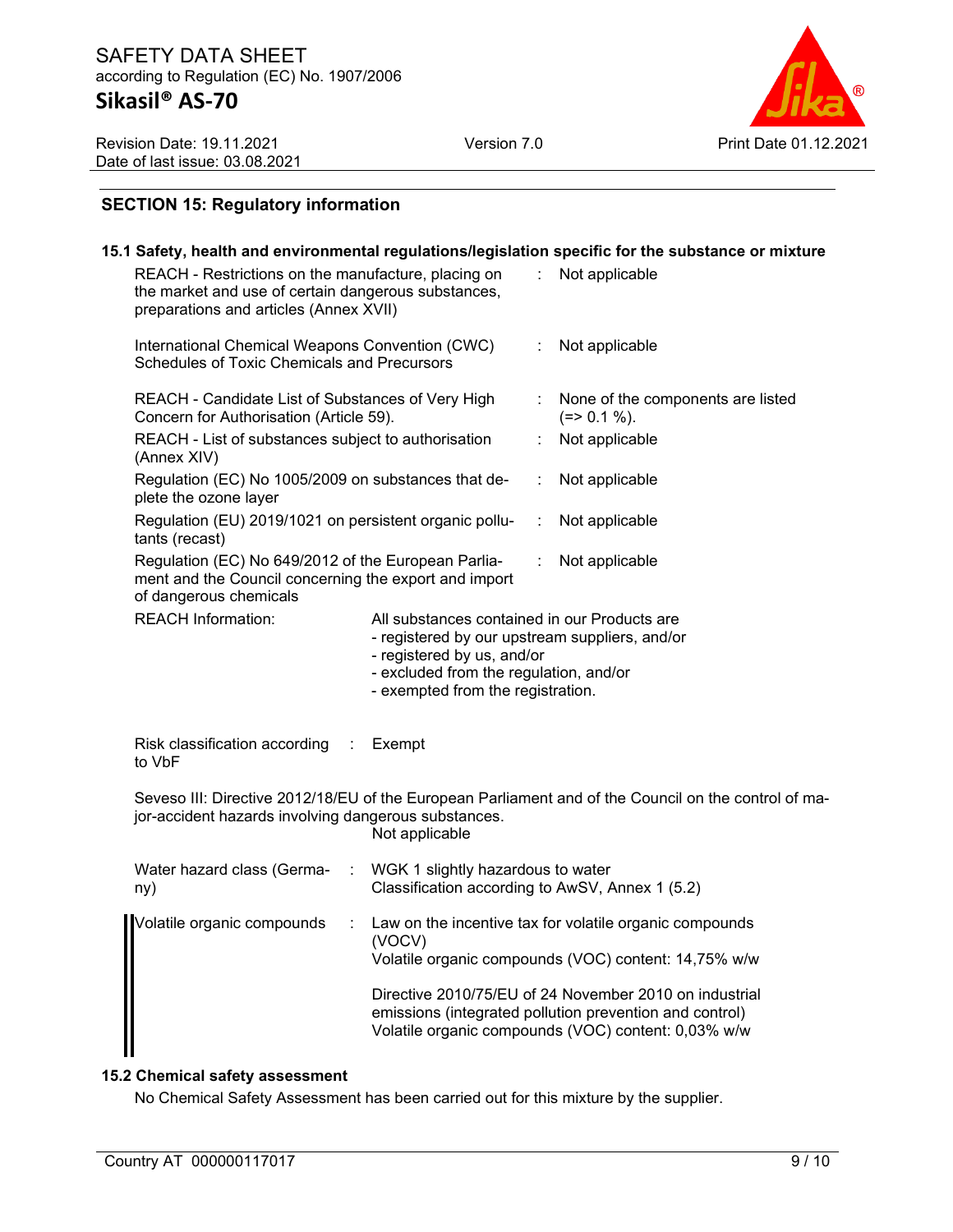## SECTION 15: Regulatory information

### 15.1 Safety, health and environmental regulations/legislation specific for the substance or mixture

| | | |
|---|---|---|
| REACH - Restrictions on the manufacture, placing on the market and use of certain dangerous substances, preparations and articles (Annex XVII) | : | Not applicable |
| International Chemical Weapons Convention (CWC) Schedules of Toxic Chemicals and Precursors | : | Not applicable |
| REACH - Candidate List of Substances of Very High Concern for Authorisation (Article 59). | : | None of the components are listed (=> 0.1 %). |
| REACH - List of substances subject to authorisation (Annex XIV) | : | Not applicable |
| Regulation (EC) No 1005/2009 on substances that deplete the ozone layer | : | Not applicable |
| Regulation (EU) 2019/1021 on persistent organic pollutants (recast) | : | Not applicable |
| Regulation (EC) No 649/2012 of the European Parliament and the Council concerning the export and import of dangerous chemicals | : | Not applicable |

REACH Information: All substances contained in our Products are
- registered by our upstream suppliers, and/or
- registered by us, and/or
- excluded from the regulation, and/or
- exempted from the registration.

Risk classification according to VbF : Exempt

Seveso III: Directive 2012/18/EU of the European Parliament and of the Council on the control of major-accident hazards involving dangerous substances.
Not applicable

Water hazard class (Germany) : WGK 1 slightly hazardous to water
Classification according to AwSV, Annex 1 (5.2)

Volatile organic compounds : Law on the incentive tax for volatile organic compounds (VOCV)
Volatile organic compounds (VOC) content: 14,75% w/w

Directive 2010/75/EU of 24 November 2010 on industrial emissions (integrated pollution prevention and control)
Volatile organic compounds (VOC) content: 0,03% w/w

### 15.2 Chemical safety assessment

No Chemical Safety Assessment has been carried out for this mixture by the supplier.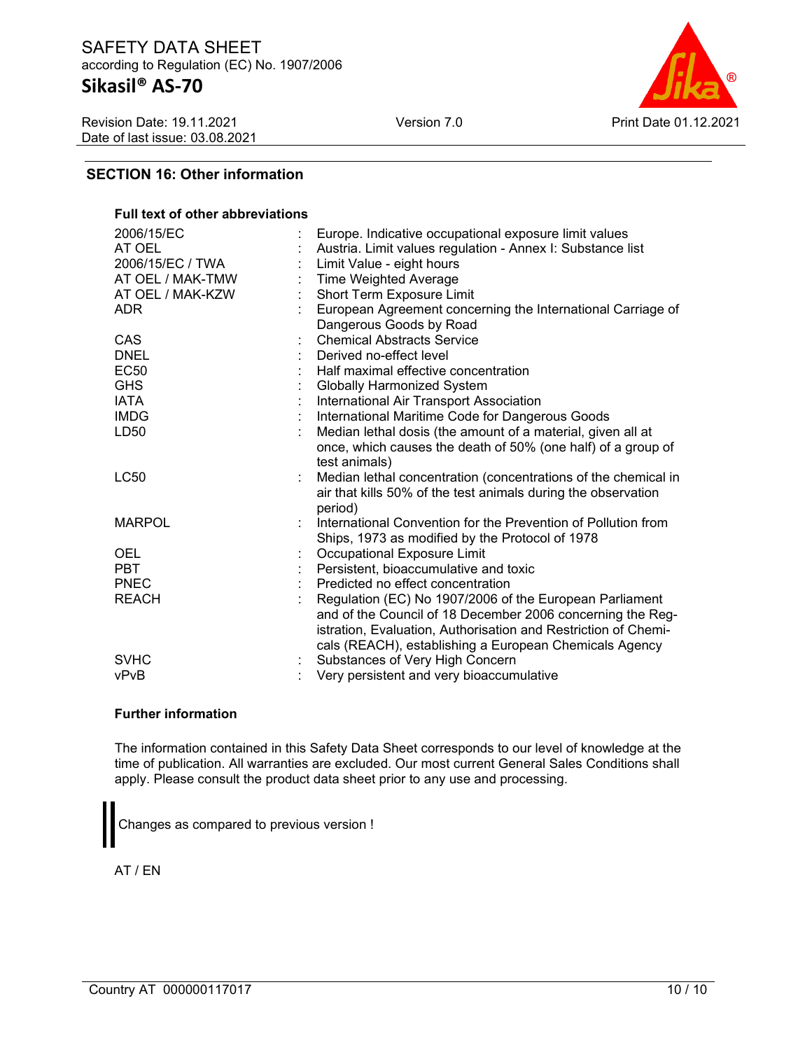## SECTION 16: Other information

**Full text of other abbreviations**

| | | |
|---|---|---|
| 2006/15/EC | : | Europe. Indicative occupational exposure limit values |
| AT OEL | : | Austria. Limit values regulation - Annex I: Substance list |
| 2006/15/EC / TWA | : | Limit Value - eight hours |
| AT OEL / MAK-TMW | : | Time Weighted Average |
| AT OEL / MAK-KZW | : | Short Term Exposure Limit |
| ADR | : | European Agreement concerning the International Carriage of Dangerous Goods by Road |
| CAS | : | Chemical Abstracts Service |
| DNEL | : | Derived no-effect level |
| EC50 | : | Half maximal effective concentration |
| GHS | : | Globally Harmonized System |
| IATA | : | International Air Transport Association |
| IMDG | : | International Maritime Code for Dangerous Goods |
| LD50 | : | Median lethal dosis (the amount of a material, given all at once, which causes the death of 50% (one half) of a group of test animals) |
| LC50 | : | Median lethal concentration (concentrations of the chemical in air that kills 50% of the test animals during the observation period) |
| MARPOL | : | International Convention for the Prevention of Pollution from Ships, 1973 as modified by the Protocol of 1978 |
| OEL | : | Occupational Exposure Limit |
| PBT | : | Persistent, bioaccumulative and toxic |
| PNEC | : | Predicted no effect concentration |
| REACH | : | Regulation (EC) No 1907/2006 of the European Parliament and of the Council of 18 December 2006 concerning the Registration, Evaluation, Authorisation and Restriction of Chemicals (REACH), establishing a European Chemicals Agency |
| SVHC | : | Substances of Very High Concern |
| vPvB | : | Very persistent and very bioaccumulative |

**Further information**

The information contained in this Safety Data Sheet corresponds to our level of knowledge at the time of publication. All warranties are excluded. Our most current General Sales Conditions shall apply. Please consult the product data sheet prior to any use and processing.

Changes as compared to previous version !

AT / EN